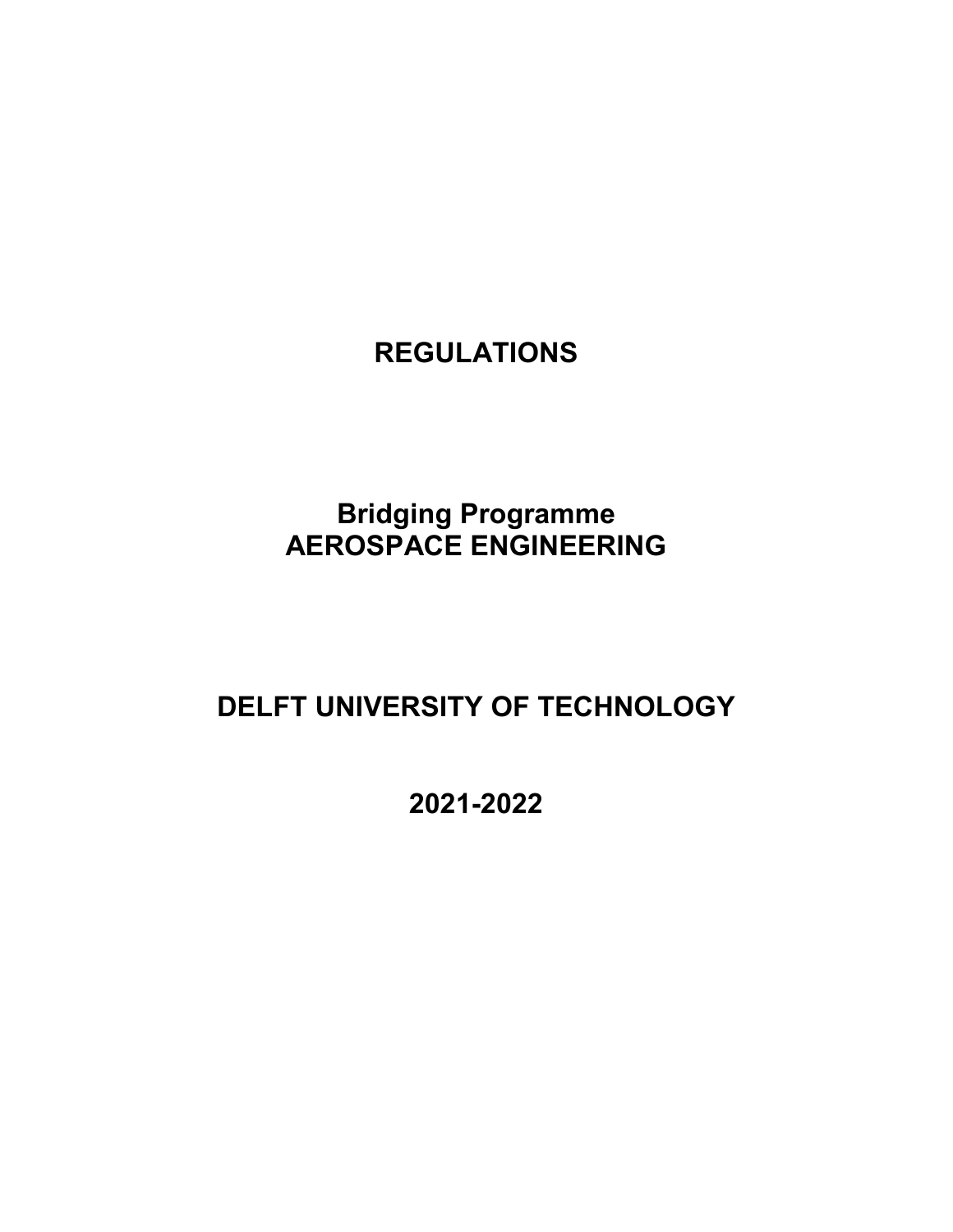# REGULATIONS

## Bridging Programme
## AEROSPACE ENGINEERING

# DELFT UNIVERSITY OF TECHNOLOGY

## 2021-2022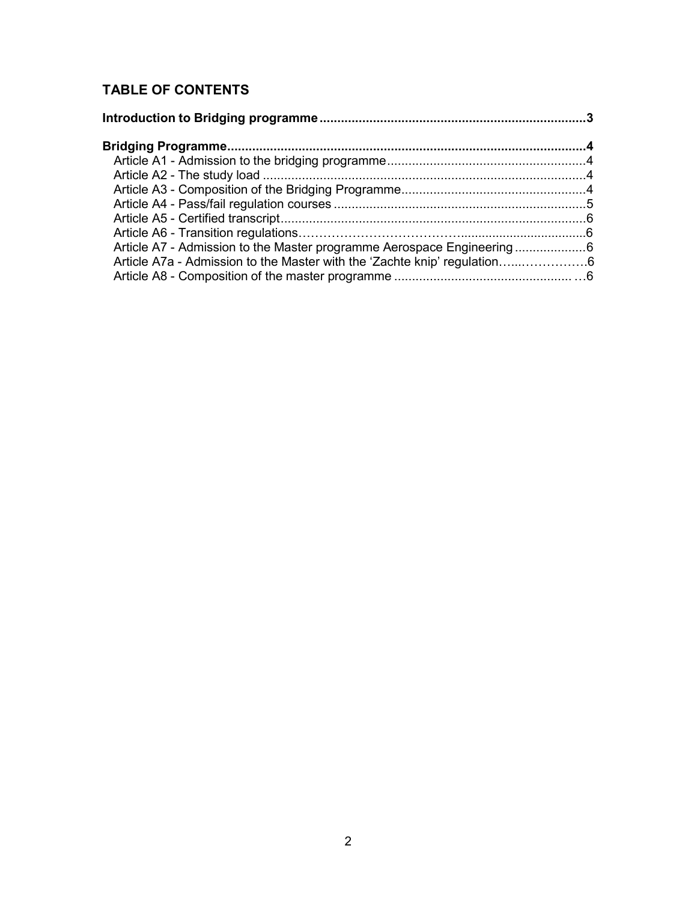## TABLE OF CONTENTS

**Introduction to Bridging programme .......................................................................... 3**

**Bridging Programme ...................................................................................................... 4**

- Article A1 - Admission to the bridging programme ....................................................... 4
- Article A2 - The study load ........................................................................................... 4
- Article A3 - Composition of the Bridging Programme ................................................... 4
- Article A4 - Pass/fail regulation courses ...................................................................... 5
- Article A5 - Certified transcript ..................................................................................... 6
- Article A6 - Transition regulations………………………………….................................. 6
- Article A7 - Admission to the Master programme Aerospace Engineering .................... 6
- Article A7a - Admission to the Master with the ‘Zachte knip’ regulation…...……………. 6
- Article A8 - Composition of the master programme .................................................. …6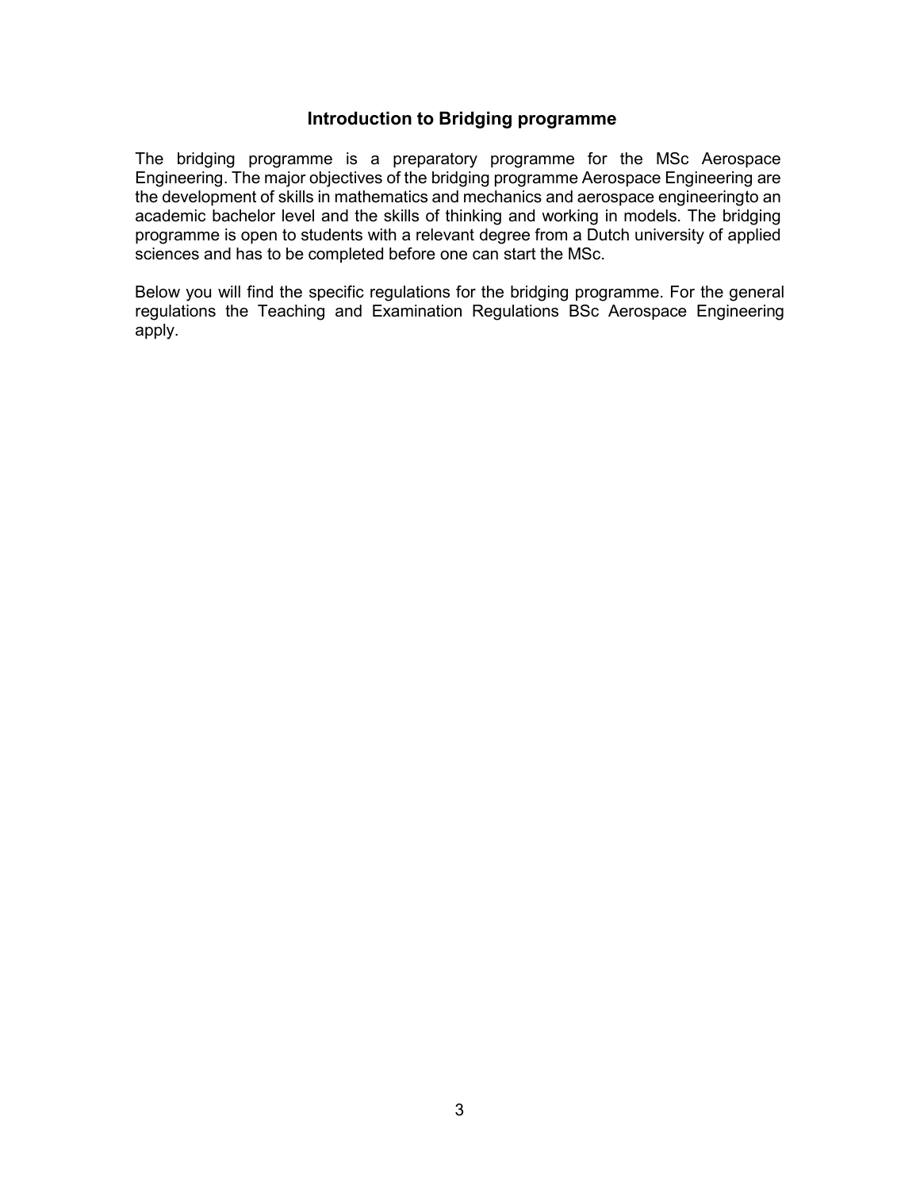## Introduction to Bridging programme

The bridging programme is a preparatory programme for the MSc Aerospace Engineering. The major objectives of the bridging programme Aerospace Engineering are the development of skills in mathematics and mechanics and aerospace engineeringto an academic bachelor level and the skills of thinking and working in models. The bridging programme is open to students with a relevant degree from a Dutch university of applied sciences and has to be completed before one can start the MSc.

Below you will find the specific regulations for the bridging programme. For the general regulations the Teaching and Examination Regulations BSc Aerospace Engineering apply.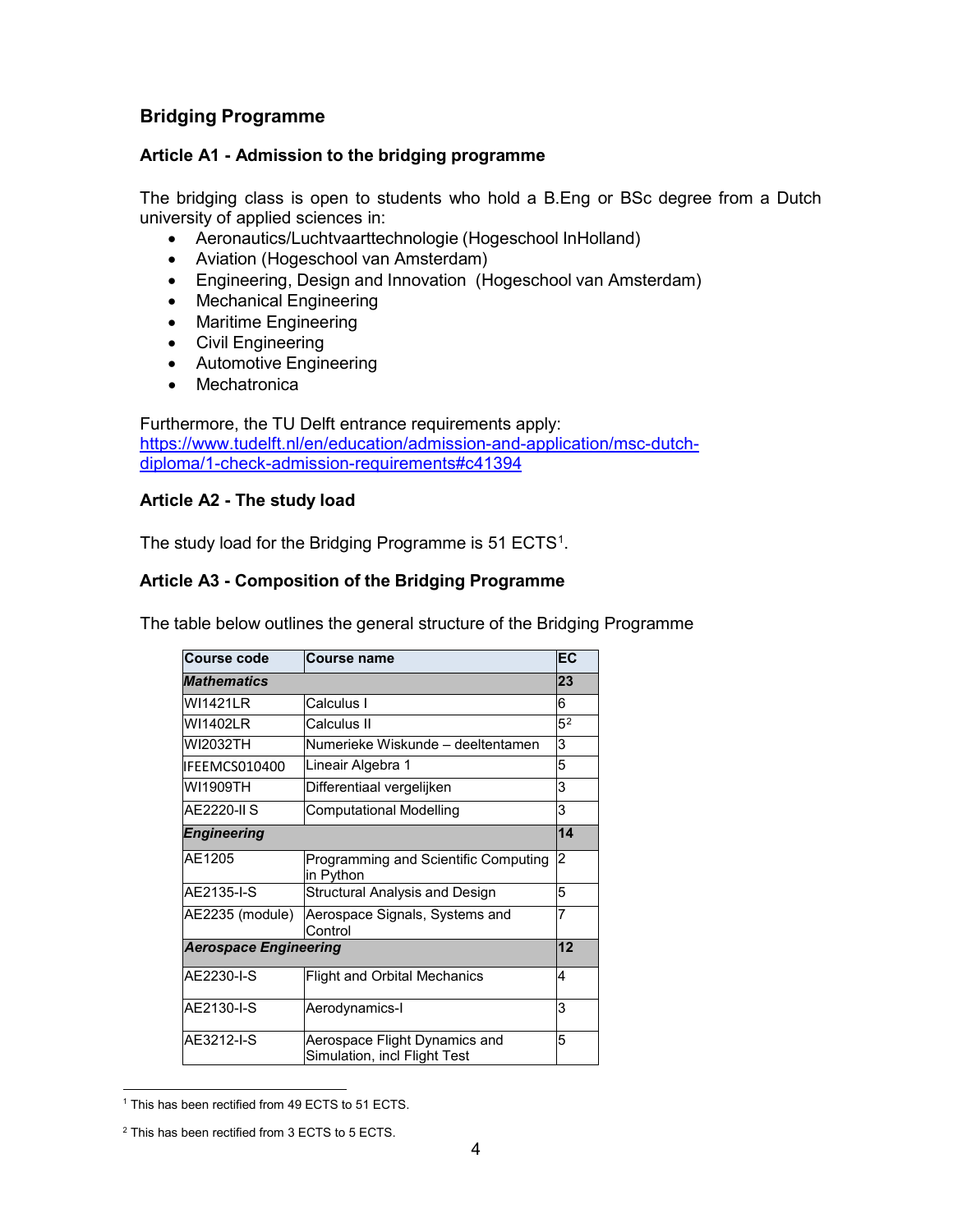## Bridging Programme

### Article A1 - Admission to the bridging programme

The bridging class is open to students who hold a B.Eng or BSc degree from a Dutch university of applied sciences in:

- Aeronautics/Luchtvaarttechnologie (Hogeschool InHolland)
- Aviation (Hogeschool van Amsterdam)
- Engineering, Design and Innovation (Hogeschool van Amsterdam)
- Mechanical Engineering
- Maritime Engineering
- Civil Engineering
- Automotive Engineering
- Mechatronica

Furthermore, the TU Delft entrance requirements apply:
https://www.tudelft.nl/en/education/admission-and-application/msc-dutch-diploma/1-check-admission-requirements#c41394

### Article A2 - The study load

The study load for the Bridging Programme is 51 ECTS[1].

### Article A3 - Composition of the Bridging Programme

The table below outlines the general structure of the Bridging Programme

| Course code | Course name | EC |
|---|---|---|
| ***Mathematics*** | | **23** |
| WI1421LR | Calculus I | 6 |
| WI1402LR | Calculus II | 5[2] |
| WI2032TH | Numerieke Wiskunde – deeltentamen | 3 |
| IFEEMCS010400 | Lineair Algebra 1 | 5 |
| WI1909TH | Differentiaal vergelijken | 3 |
| AE2220-II S | Computational Modelling | 3 |
| ***Engineering*** | | **14** |
| AE1205 | Programming and Scientific Computing in Python | 2 |
| AE2135-I-S | Structural Analysis and Design | 5 |
| AE2235 (module) | Aerospace Signals, Systems and Control | 7 |
| ***Aerospace Engineering*** | | **12** |
| AE2230-I-S | Flight and Orbital Mechanics | 4 |
| AE2130-I-S | Aerodynamics-I | 3 |
| AE3212-I-S | Aerospace Flight Dynamics and Simulation, incl Flight Test | 5 |

[1] This has been rectified from 49 ECTS to 51 ECTS.

[2] This has been rectified from 3 ECTS to 5 ECTS.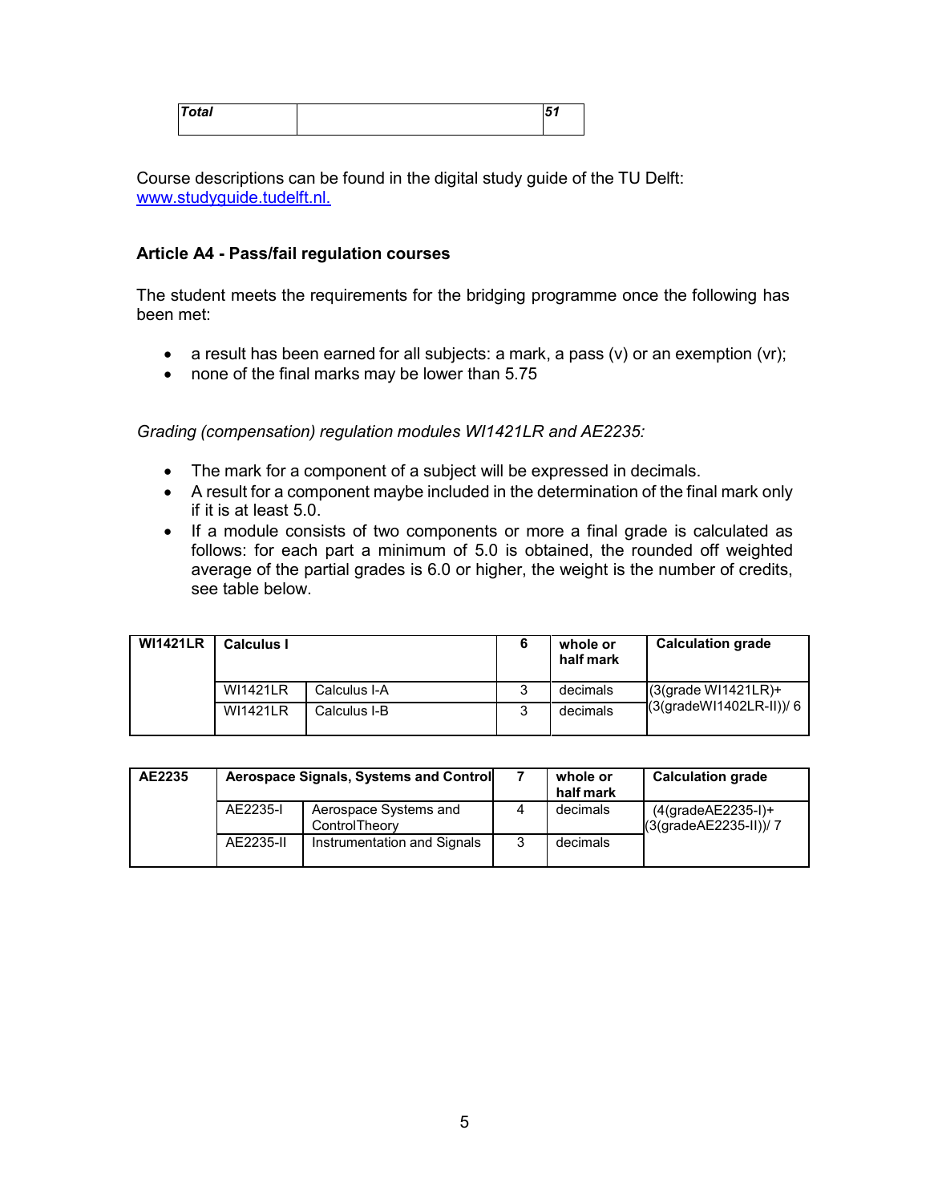| *Total* | | *51* |
|---|---|---|

Course descriptions can be found in the digital study guide of the TU Delft: [www.studyguide.tudelft.nl.](http://www.studyguide.tudelft.nl)

### Article A4 - Pass/fail regulation courses

The student meets the requirements for the bridging programme once the following has been met:

- a result has been earned for all subjects: a mark, a pass (v) or an exemption (vr);
- none of the final marks may be lower than 5.75

*Grading (compensation) regulation modules WI1421LR and AE2235:*

- The mark for a component of a subject will be expressed in decimals.
- A result for a component maybe included in the determination of the final mark only if it is at least 5.0.
- If a module consists of two components or more a final grade is calculated as follows: for each part a minimum of 5.0 is obtained, the rounded off weighted average of the partial grades is 6.0 or higher, the weight is the number of credits, see table below.

| **WI1421LR** | **Calculus I** | | **6** | **whole or half mark** | **Calculation grade** |
|---|---|---|---|---|---|
| | WI1421LR | Calculus I-A | 3 | decimals | (3(grade WI1421LR)+ (3(gradeWI1402LR-II))/ 6 |
| | WI1421LR | Calculus I-B | 3 | decimals | |

| **AE2235** | **Aerospace Signals, Systems and Control** | | **7** | **whole or half mark** | **Calculation grade** |
|---|---|---|---|---|---|
| | AE2235-I | Aerospace Systems and ControlTheory | 4 | decimals | (4(gradeAE2235-I)+ (3(gradeAE2235-II))/ 7 |
| | AE2235-II | Instrumentation and Signals | 3 | decimals | |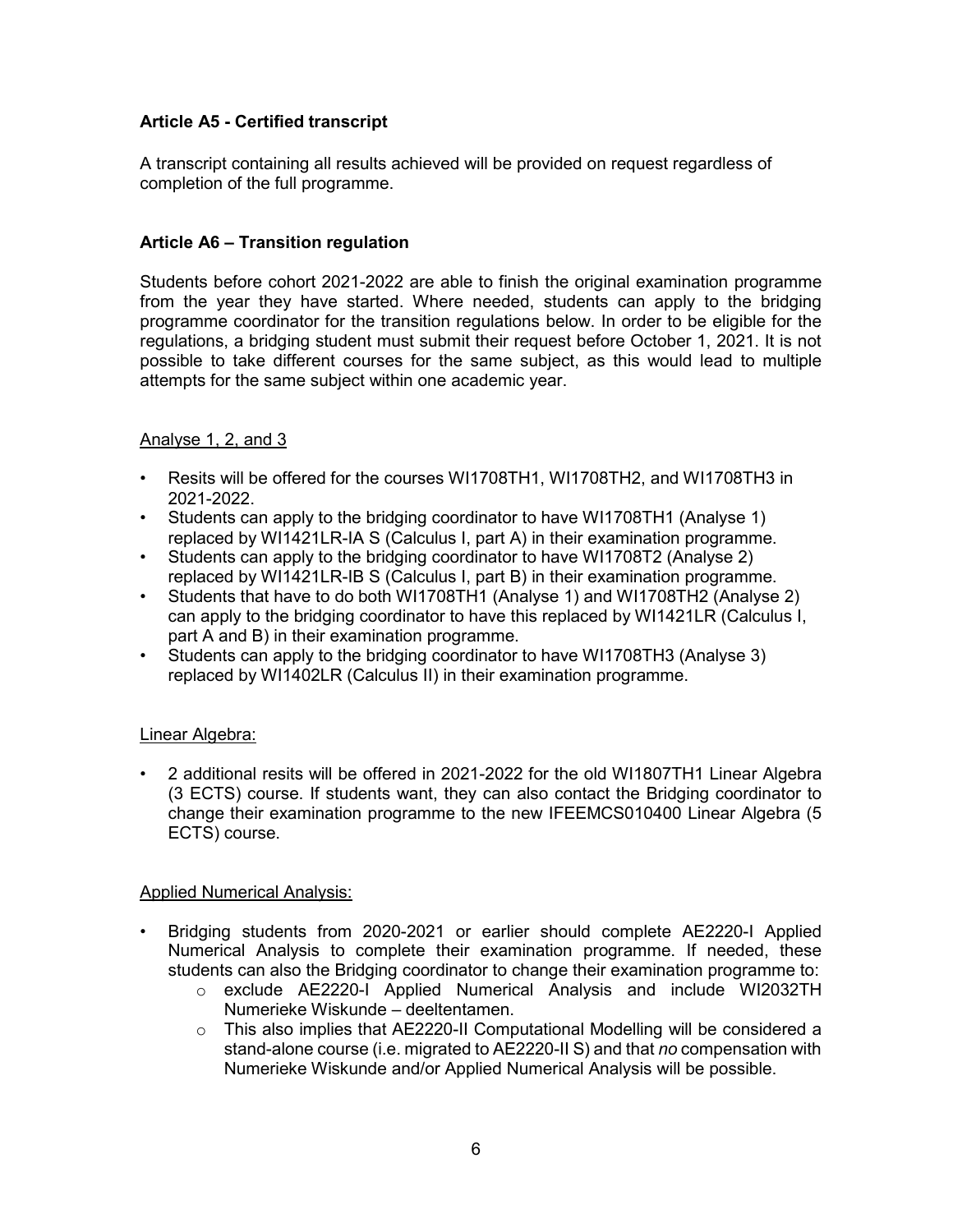### Article A5 - Certified transcript

A transcript containing all results achieved will be provided on request regardless of completion of the full programme.

### Article A6 – Transition regulation

Students before cohort 2021-2022 are able to finish the original examination programme from the year they have started. Where needed, students can apply to the bridging programme coordinator for the transition regulations below. In order to be eligible for the regulations, a bridging student must submit their request before October 1, 2021. It is not possible to take different courses for the same subject, as this would lead to multiple attempts for the same subject within one academic year.

Analyse 1, 2, and 3

- Resits will be offered for the courses WI1708TH1, WI1708TH2, and WI1708TH3 in 2021-2022.
- Students can apply to the bridging coordinator to have WI1708TH1 (Analyse 1) replaced by WI1421LR-IA S (Calculus I, part A) in their examination programme.
- Students can apply to the bridging coordinator to have WI1708T2 (Analyse 2) replaced by WI1421LR-IB S (Calculus I, part B) in their examination programme.
- Students that have to do both WI1708TH1 (Analyse 1) and WI1708TH2 (Analyse 2) can apply to the bridging coordinator to have this replaced by WI1421LR (Calculus I, part A and B) in their examination programme.
- Students can apply to the bridging coordinator to have WI1708TH3 (Analyse 3) replaced by WI1402LR (Calculus II) in their examination programme.

Linear Algebra:

- 2 additional resits will be offered in 2021-2022 for the old WI1807TH1 Linear Algebra (3 ECTS) course. If students want, they can also contact the Bridging coordinator to change their examination programme to the new IFEEMCS010400 Linear Algebra (5 ECTS) course.

Applied Numerical Analysis:

- Bridging students from 2020-2021 or earlier should complete AE2220-I Applied Numerical Analysis to complete their examination programme. If needed, these students can also the Bridging coordinator to change their examination programme to:
  - exclude AE2220-I Applied Numerical Analysis and include WI2032TH Numerieke Wiskunde – deeltentamen.
  - This also implies that AE2220-II Computational Modelling will be considered a stand-alone course (i.e. migrated to AE2220-II S) and that *no* compensation with Numerieke Wiskunde and/or Applied Numerical Analysis will be possible.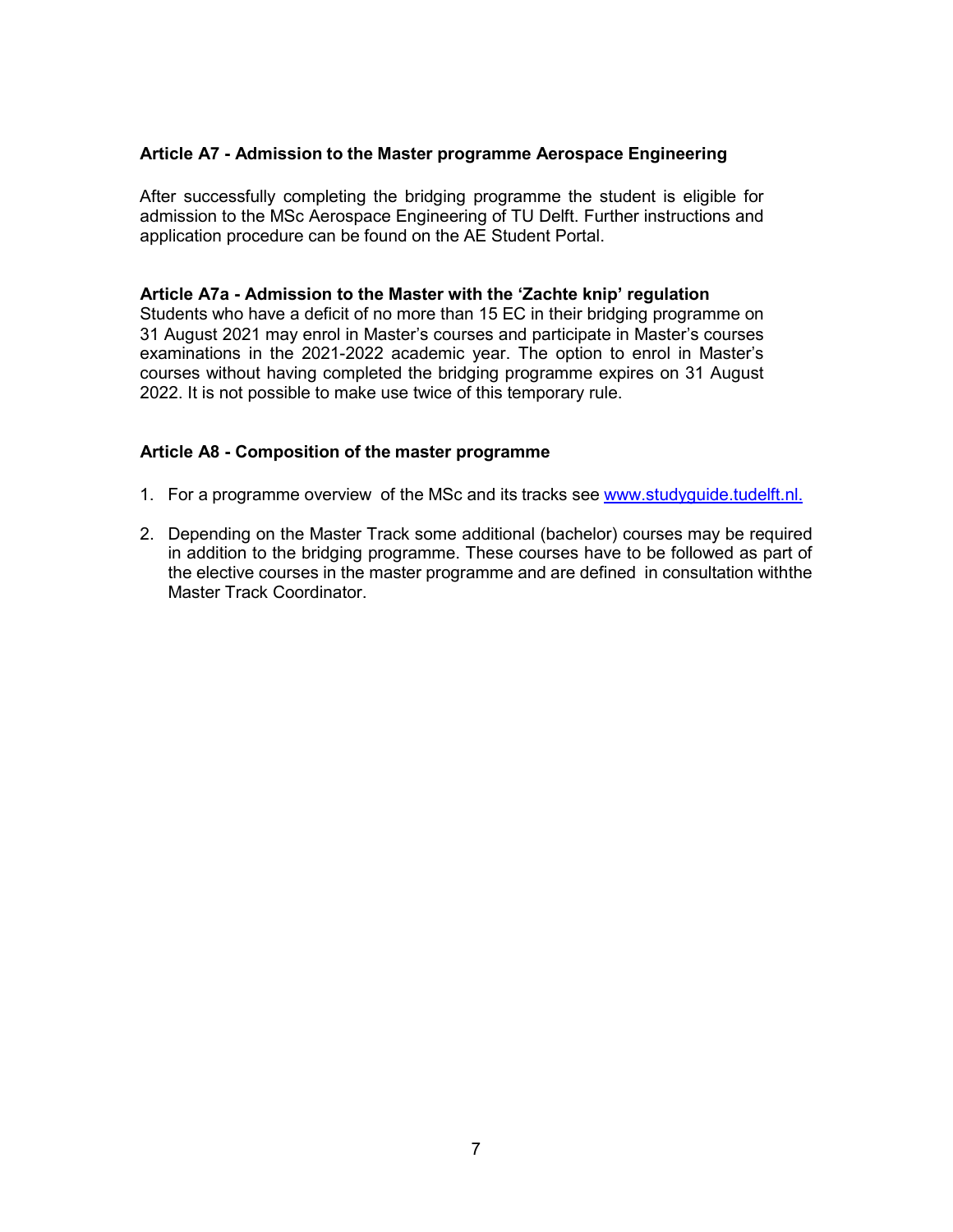**Article A7 - Admission to the Master programme Aerospace Engineering**

After successfully completing the bridging programme the student is eligible for admission to the MSc Aerospace Engineering of TU Delft. Further instructions and application procedure can be found on the AE Student Portal.

**Article A7a - Admission to the Master with the 'Zachte knip' regulation**
Students who have a deficit of no more than 15 EC in their bridging programme on 31 August 2021 may enrol in Master's courses and participate in Master's courses examinations in the 2021-2022 academic year. The option to enrol in Master's courses without having completed the bridging programme expires on 31 August 2022. It is not possible to make use twice of this temporary rule.

**Article A8 - Composition of the master programme**

1. For a programme overview of the MSc and its tracks see [www.studyguide.tudelft.nl.](http://www.studyguide.tudelft.nl)

2. Depending on the Master Track some additional (bachelor) courses may be required in addition to the bridging programme. These courses have to be followed as part of the elective courses in the master programme and are defined in consultation withthe Master Track Coordinator.